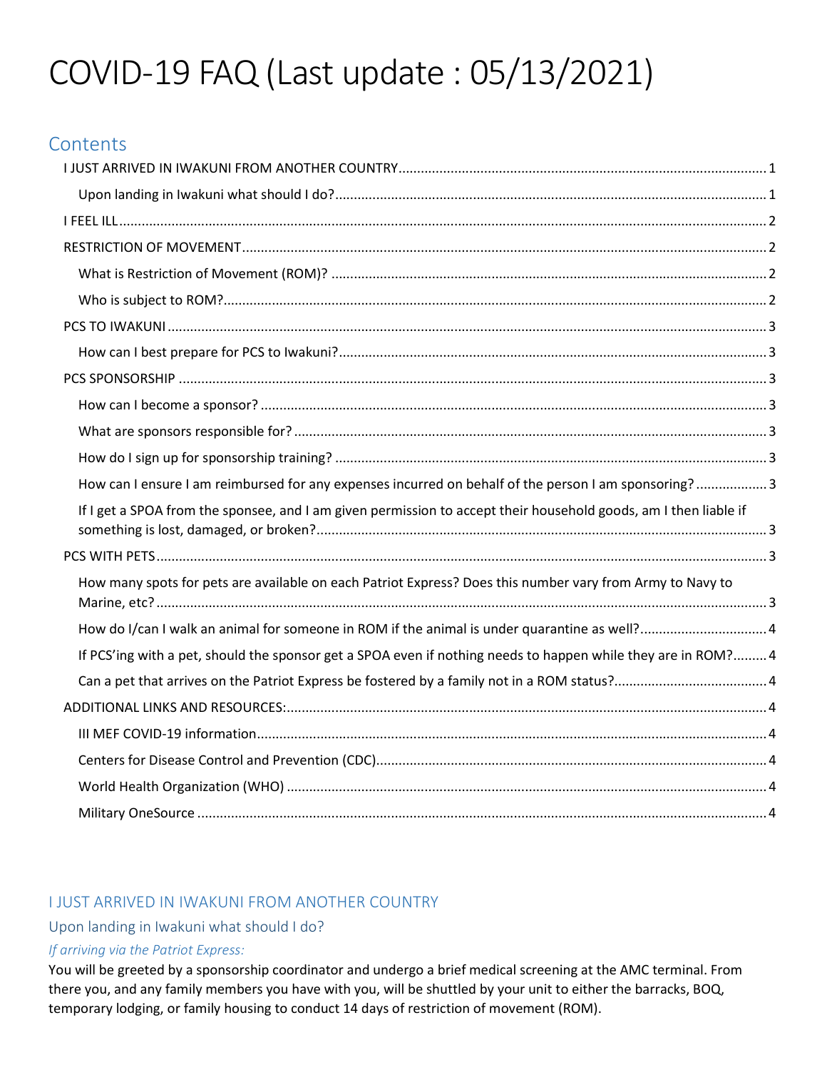# COVID-19 FAQ (Last update : 05/13/2021)

## Contents

- I JUST ARRIVED IN IWAKUNI FROM ANOTHER COUNTRY .... 1
  - Upon landing in Iwakuni what should I do? .... 1
- I FEEL ILL .... 2
- RESTRICTION OF MOVEMENT .... 2
  - What is Restriction of Movement (ROM)? .... 2
  - Who is subject to ROM? .... 2
- PCS TO IWAKUNI .... 3
  - How can I best prepare for PCS to Iwakuni? .... 3
- PCS SPONSORSHIP .... 3
  - How can I become a sponsor? .... 3
  - What are sponsors responsible for? .... 3
  - How do I sign up for sponsorship training? .... 3
  - How can I ensure I am reimbursed for any expenses incurred on behalf of the person I am sponsoring? .... 3
  - If I get a SPOA from the sponsee, and I am given permission to accept their household goods, am I then liable if something is lost, damaged, or broken? .... 3
- PCS WITH PETS .... 3
  - How many spots for pets are available on each Patriot Express? Does this number vary from Army to Navy to Marine, etc? .... 3
  - How do I/can I walk an animal for someone in ROM if the animal is under quarantine as well? .... 4
  - If PCS'ing with a pet, should the sponsor get a SPOA even if nothing needs to happen while they are in ROM? .... 4
  - Can a pet that arrives on the Patriot Express be fostered by a family not in a ROM status? .... 4
- ADDITIONAL LINKS AND RESOURCES: .... 4
  - III MEF COVID-19 information .... 4
  - Centers for Disease Control and Prevention (CDC) .... 4
  - World Health Organization (WHO) .... 4
  - Military OneSource .... 4

## I JUST ARRIVED IN IWAKUNI FROM ANOTHER COUNTRY

### Upon landing in Iwakuni what should I do?

*If arriving via the Patriot Express:*

You will be greeted by a sponsorship coordinator and undergo a brief medical screening at the AMC terminal. From there you, and any family members you have with you, will be shuttled by your unit to either the barracks, BOQ, temporary lodging, or family housing to conduct 14 days of restriction of movement (ROM).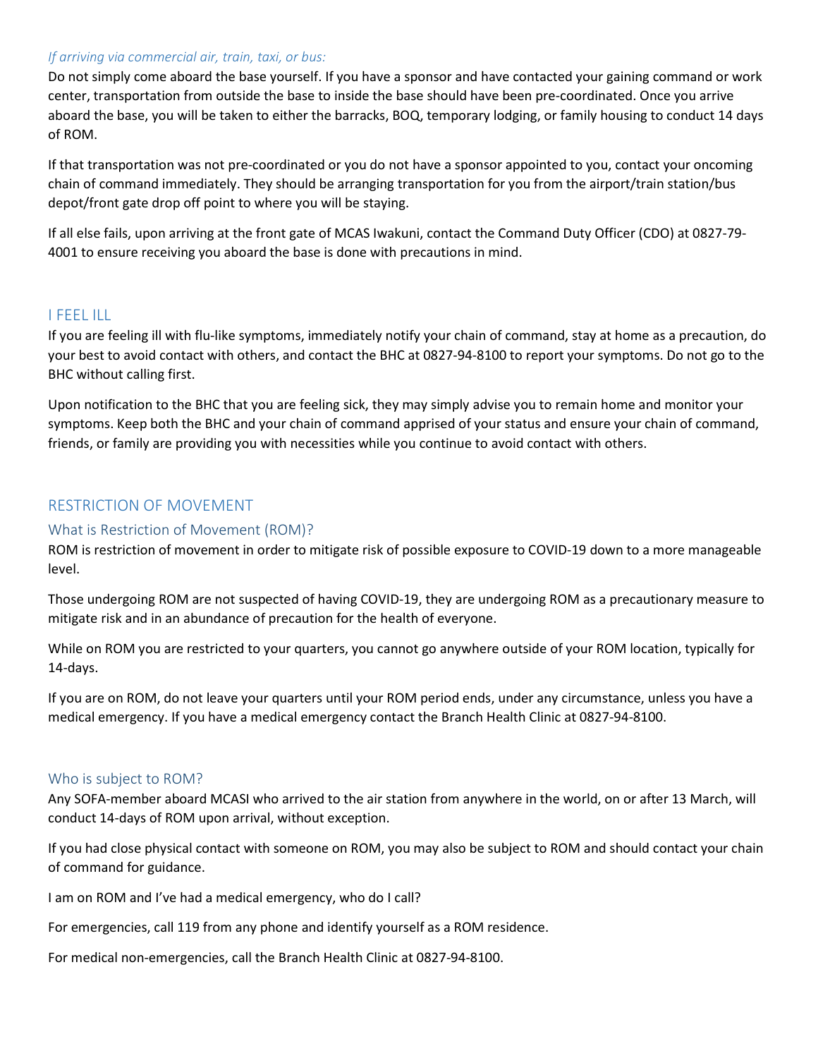*If arriving via commercial air, train, taxi, or bus:*

Do not simply come aboard the base yourself. If you have a sponsor and have contacted your gaining command or work center, transportation from outside the base to inside the base should have been pre-coordinated. Once you arrive aboard the base, you will be taken to either the barracks, BOQ, temporary lodging, or family housing to conduct 14 days of ROM.

If that transportation was not pre-coordinated or you do not have a sponsor appointed to you, contact your oncoming chain of command immediately. They should be arranging transportation for you from the airport/train station/bus depot/front gate drop off point to where you will be staying.

If all else fails, upon arriving at the front gate of MCAS Iwakuni, contact the Command Duty Officer (CDO) at 0827-79-4001 to ensure receiving you aboard the base is done with precautions in mind.

## I FEEL ILL

If you are feeling ill with flu-like symptoms, immediately notify your chain of command, stay at home as a precaution, do your best to avoid contact with others, and contact the BHC at 0827-94-8100 to report your symptoms. Do not go to the BHC without calling first.

Upon notification to the BHC that you are feeling sick, they may simply advise you to remain home and monitor your symptoms. Keep both the BHC and your chain of command apprised of your status and ensure your chain of command, friends, or family are providing you with necessities while you continue to avoid contact with others.

## RESTRICTION OF MOVEMENT

### What is Restriction of Movement (ROM)?

ROM is restriction of movement in order to mitigate risk of possible exposure to COVID-19 down to a more manageable level.

Those undergoing ROM are not suspected of having COVID-19, they are undergoing ROM as a precautionary measure to mitigate risk and in an abundance of precaution for the health of everyone.

While on ROM you are restricted to your quarters, you cannot go anywhere outside of your ROM location, typically for 14-days.

If you are on ROM, do not leave your quarters until your ROM period ends, under any circumstance, unless you have a medical emergency. If you have a medical emergency contact the Branch Health Clinic at 0827-94-8100.

### Who is subject to ROM?

Any SOFA-member aboard MCASI who arrived to the air station from anywhere in the world, on or after 13 March, will conduct 14-days of ROM upon arrival, without exception.

If you had close physical contact with someone on ROM, you may also be subject to ROM and should contact your chain of command for guidance.

I am on ROM and I've had a medical emergency, who do I call?

For emergencies, call 119 from any phone and identify yourself as a ROM residence.

For medical non-emergencies, call the Branch Health Clinic at 0827-94-8100.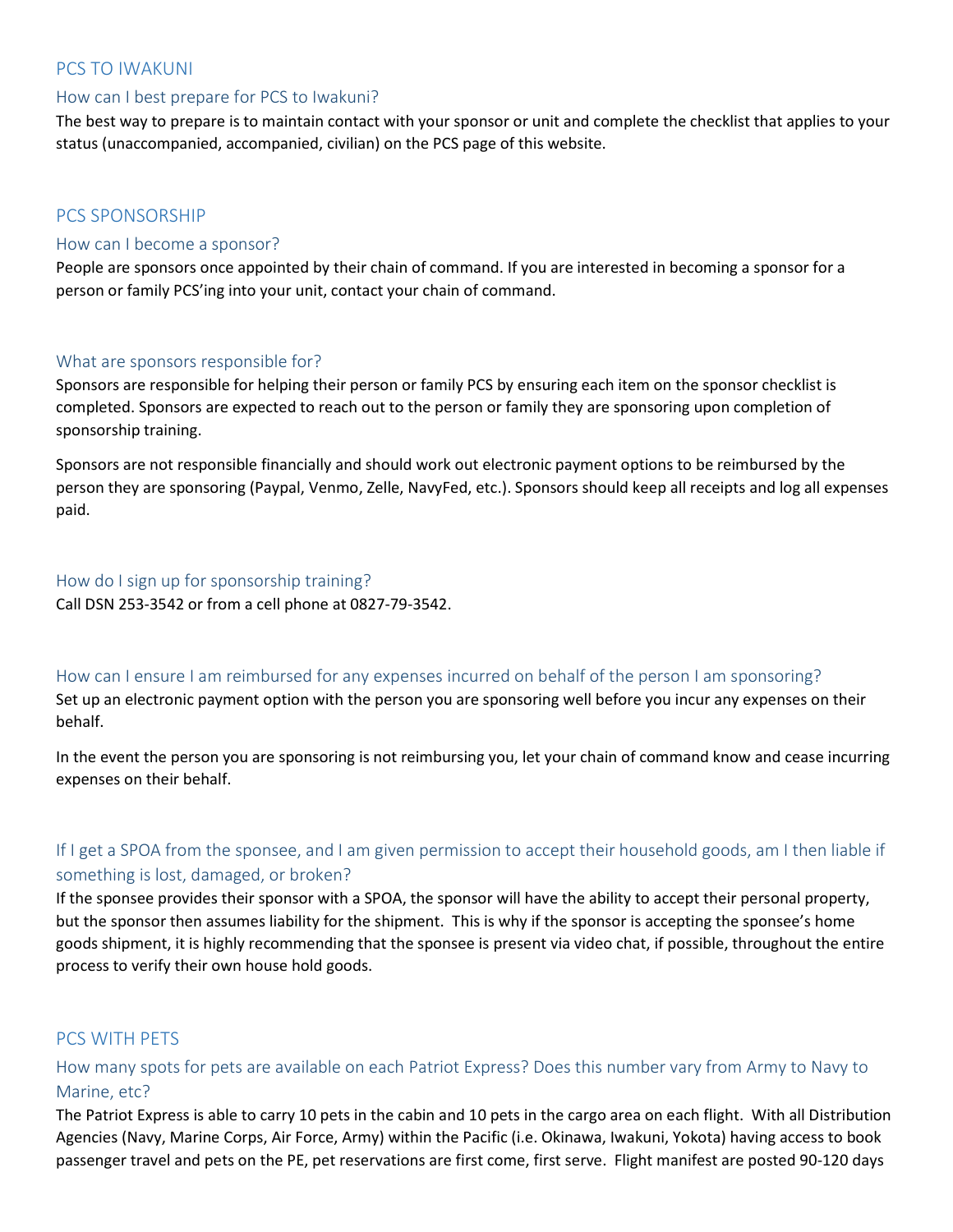## PCS TO IWAKUNI

### How can I best prepare for PCS to Iwakuni?

The best way to prepare is to maintain contact with your sponsor or unit and complete the checklist that applies to your status (unaccompanied, accompanied, civilian) on the PCS page of this website.

## PCS SPONSORSHIP

### How can I become a sponsor?

People are sponsors once appointed by their chain of command. If you are interested in becoming a sponsor for a person or family PCS'ing into your unit, contact your chain of command.

### What are sponsors responsible for?

Sponsors are responsible for helping their person or family PCS by ensuring each item on the sponsor checklist is completed. Sponsors are expected to reach out to the person or family they are sponsoring upon completion of sponsorship training.

Sponsors are not responsible financially and should work out electronic payment options to be reimbursed by the person they are sponsoring (Paypal, Venmo, Zelle, NavyFed, etc.). Sponsors should keep all receipts and log all expenses paid.

### How do I sign up for sponsorship training?

Call DSN 253-3542 or from a cell phone at 0827-79-3542.

### How can I ensure I am reimbursed for any expenses incurred on behalf of the person I am sponsoring?

Set up an electronic payment option with the person you are sponsoring well before you incur any expenses on their behalf.

In the event the person you are sponsoring is not reimbursing you, let your chain of command know and cease incurring expenses on their behalf.

### If I get a SPOA from the sponsee, and I am given permission to accept their household goods, am I then liable if something is lost, damaged, or broken?

If the sponsee provides their sponsor with a SPOA, the sponsor will have the ability to accept their personal property, but the sponsor then assumes liability for the shipment. This is why if the sponsor is accepting the sponsee's home goods shipment, it is highly recommending that the sponsee is present via video chat, if possible, throughout the entire process to verify their own house hold goods.

## PCS WITH PETS

### How many spots for pets are available on each Patriot Express? Does this number vary from Army to Navy to Marine, etc?

The Patriot Express is able to carry 10 pets in the cabin and 10 pets in the cargo area on each flight. With all Distribution Agencies (Navy, Marine Corps, Air Force, Army) within the Pacific (i.e. Okinawa, Iwakuni, Yokota) having access to book passenger travel and pets on the PE, pet reservations are first come, first serve. Flight manifest are posted 90-120 days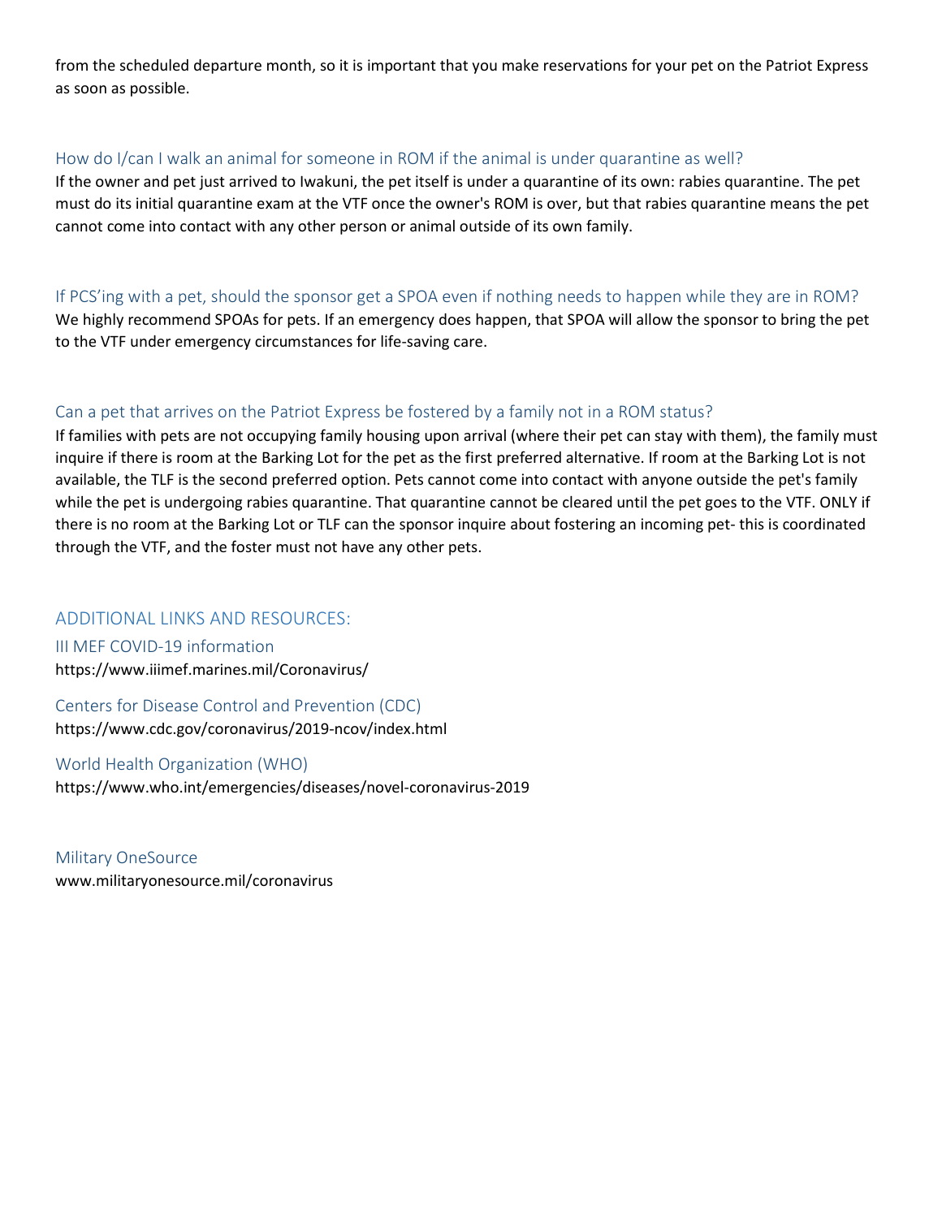from the scheduled departure month, so it is important that you make reservations for your pet on the Patriot Express as soon as possible.

### How do I/can I walk an animal for someone in ROM if the animal is under quarantine as well?

If the owner and pet just arrived to Iwakuni, the pet itself is under a quarantine of its own: rabies quarantine. The pet must do its initial quarantine exam at the VTF once the owner's ROM is over, but that rabies quarantine means the pet cannot come into contact with any other person or animal outside of its own family.

### If PCS'ing with a pet, should the sponsor get a SPOA even if nothing needs to happen while they are in ROM?

We highly recommend SPOAs for pets. If an emergency does happen, that SPOA will allow the sponsor to bring the pet to the VTF under emergency circumstances for life-saving care.

### Can a pet that arrives on the Patriot Express be fostered by a family not in a ROM status?

If families with pets are not occupying family housing upon arrival (where their pet can stay with them), the family must inquire if there is room at the Barking Lot for the pet as the first preferred alternative. If room at the Barking Lot is not available, the TLF is the second preferred option. Pets cannot come into contact with anyone outside the pet's family while the pet is undergoing rabies quarantine. That quarantine cannot be cleared until the pet goes to the VTF. ONLY if there is no room at the Barking Lot or TLF can the sponsor inquire about fostering an incoming pet- this is coordinated through the VTF, and the foster must not have any other pets.

## ADDITIONAL LINKS AND RESOURCES:

### III MEF COVID-19 information

https://www.iiimef.marines.mil/Coronavirus/

### Centers for Disease Control and Prevention (CDC)

https://www.cdc.gov/coronavirus/2019-ncov/index.html

### World Health Organization (WHO)

https://www.who.int/emergencies/diseases/novel-coronavirus-2019

### Military OneSource

www.militaryonesource.mil/coronavirus